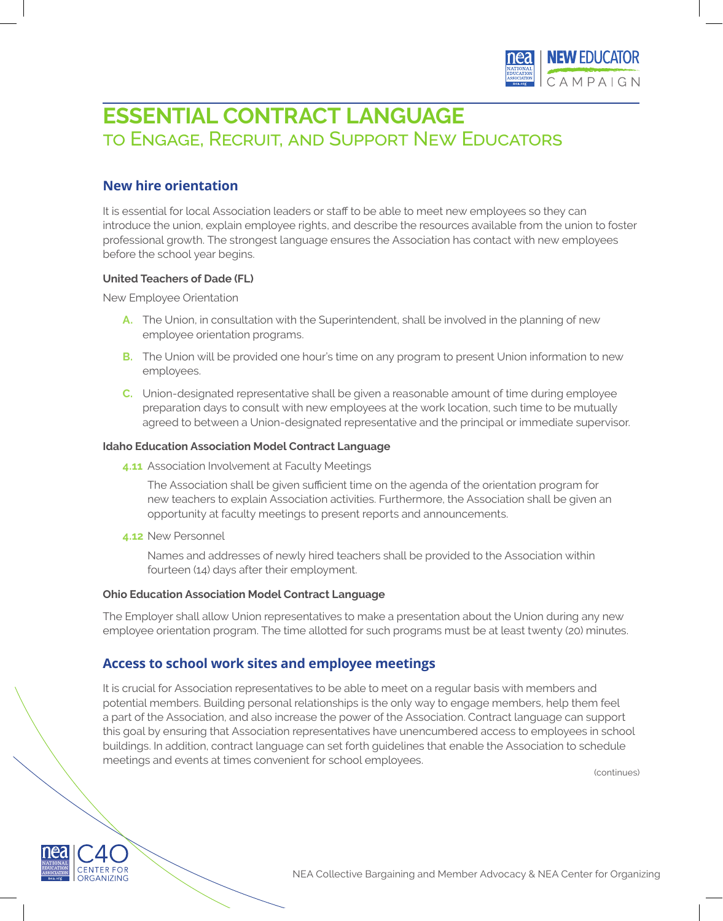# ESSENTIAL CONTRACT LANGUAGE
## to Engage, Recruit, and Support New Educators

### New hire orientation

It is essential for local Association leaders or staff to be able to meet new employees so they can introduce the union, explain employee rights, and describe the resources available from the union to foster professional growth. The strongest language ensures the Association has contact with new employees before the school year begins.

**United Teachers of Dade (FL)**

New Employee Orientation

- **A.** The Union, in consultation with the Superintendent, shall be involved in the planning of new employee orientation programs.
- **B.** The Union will be provided one hour's time on any program to present Union information to new employees.
- **C.** Union-designated representative shall be given a reasonable amount of time during employee preparation days to consult with new employees at the work location, such time to be mutually agreed to between a Union-designated representative and the principal or immediate supervisor.

**Idaho Education Association Model Contract Language**

**4.11** Association Involvement at Faculty Meetings

The Association shall be given sufficient time on the agenda of the orientation program for new teachers to explain Association activities. Furthermore, the Association shall be given an opportunity at faculty meetings to present reports and announcements.

**4.12** New Personnel

Names and addresses of newly hired teachers shall be provided to the Association within fourteen (14) days after their employment.

**Ohio Education Association Model Contract Language**

The Employer shall allow Union representatives to make a presentation about the Union during any new employee orientation program. The time allotted for such programs must be at least twenty (20) minutes.

### Access to school work sites and employee meetings

It is crucial for Association representatives to be able to meet on a regular basis with members and potential members. Building personal relationships is the only way to engage members, help them feel a part of the Association, and also increase the power of the Association. Contract language can support this goal by ensuring that Association representatives have unencumbered access to employees in school buildings. In addition, contract language can set forth guidelines that enable the Association to schedule meetings and events at times convenient for school employees.

(continues)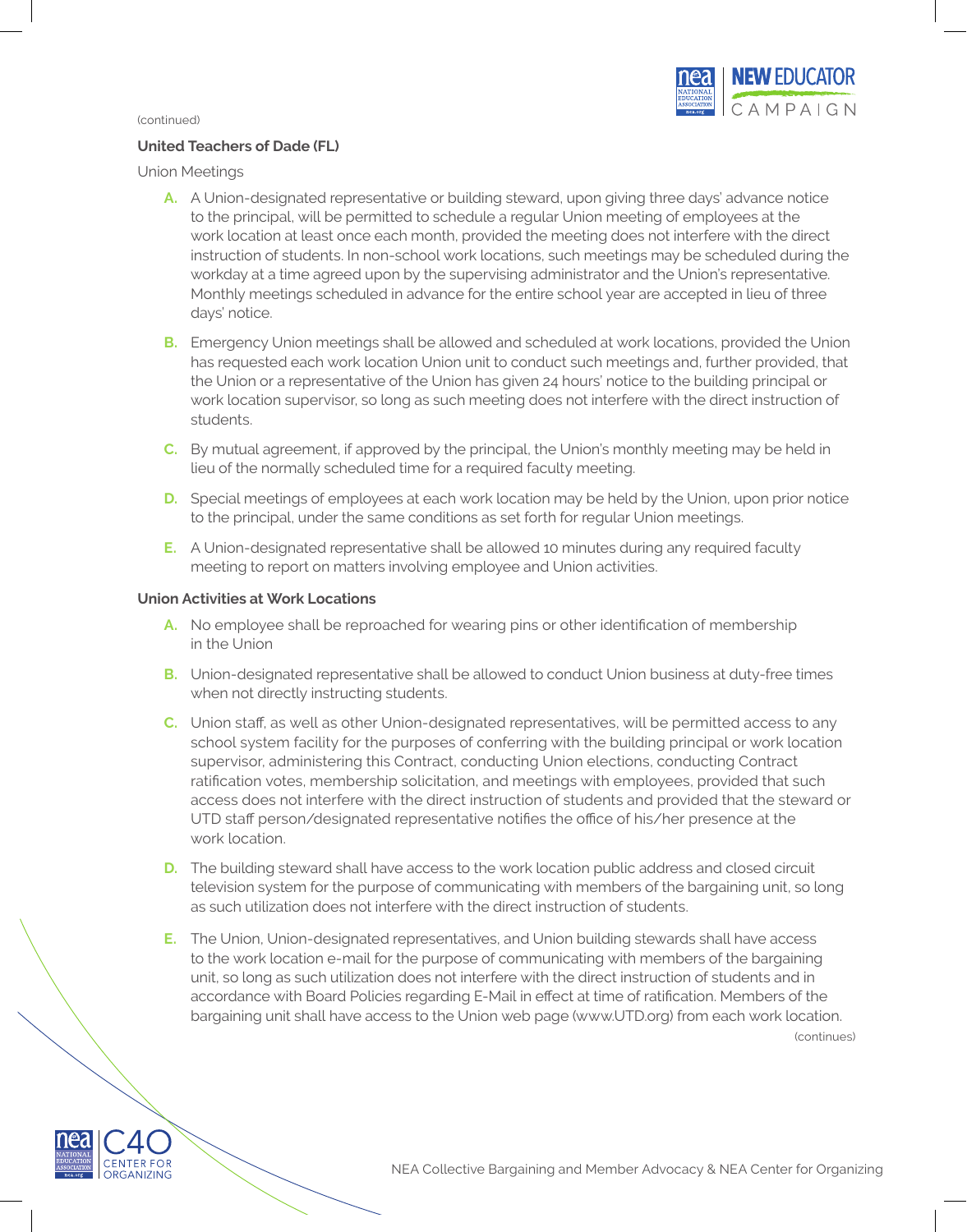(continued)

**United Teachers of Dade (FL)**

Union Meetings

- **A.** A Union-designated representative or building steward, upon giving three days' advance notice to the principal, will be permitted to schedule a regular Union meeting of employees at the work location at least once each month, provided the meeting does not interfere with the direct instruction of students. In non-school work locations, such meetings may be scheduled during the workday at a time agreed upon by the supervising administrator and the Union's representative. Monthly meetings scheduled in advance for the entire school year are accepted in lieu of three days' notice.
- **B.** Emergency Union meetings shall be allowed and scheduled at work locations, provided the Union has requested each work location Union unit to conduct such meetings and, further provided, that the Union or a representative of the Union has given 24 hours' notice to the building principal or work location supervisor, so long as such meeting does not interfere with the direct instruction of students.
- **C.** By mutual agreement, if approved by the principal, the Union's monthly meeting may be held in lieu of the normally scheduled time for a required faculty meeting.
- **D.** Special meetings of employees at each work location may be held by the Union, upon prior notice to the principal, under the same conditions as set forth for regular Union meetings.
- **E.** A Union-designated representative shall be allowed 10 minutes during any required faculty meeting to report on matters involving employee and Union activities.

**Union Activities at Work Locations**

- **A.** No employee shall be reproached for wearing pins or other identification of membership in the Union
- **B.** Union-designated representative shall be allowed to conduct Union business at duty-free times when not directly instructing students.
- **C.** Union staff, as well as other Union-designated representatives, will be permitted access to any school system facility for the purposes of conferring with the building principal or work location supervisor, administering this Contract, conducting Union elections, conducting Contract ratification votes, membership solicitation, and meetings with employees, provided that such access does not interfere with the direct instruction of students and provided that the steward or UTD staff person/designated representative notifies the office of his/her presence at the work location.
- **D.** The building steward shall have access to the work location public address and closed circuit television system for the purpose of communicating with members of the bargaining unit, so long as such utilization does not interfere with the direct instruction of students.
- **E.** The Union, Union-designated representatives, and Union building stewards shall have access to the work location e-mail for the purpose of communicating with members of the bargaining unit, so long as such utilization does not interfere with the direct instruction of students and in accordance with Board Policies regarding E-Mail in effect at time of ratification. Members of the bargaining unit shall have access to the Union web page (www.UTD.org) from each work location.

(continues)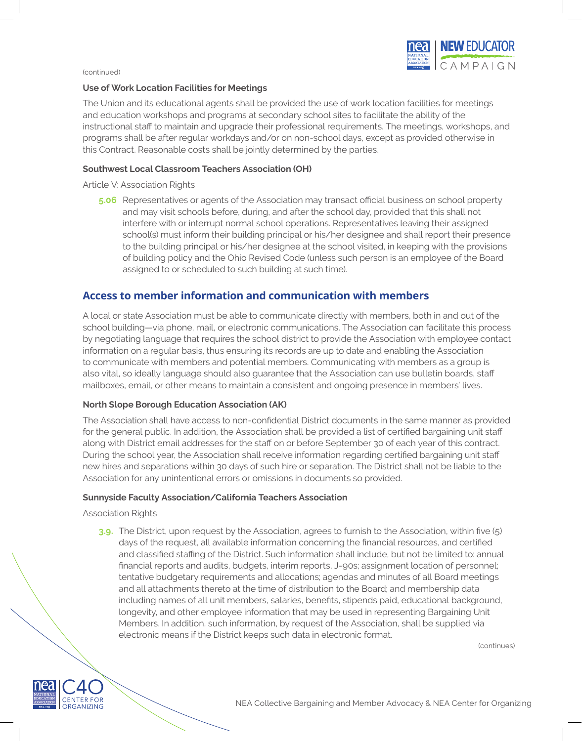(continued)

#### Use of Work Location Facilities for Meetings

The Union and its educational agents shall be provided the use of work location facilities for meetings and education workshops and programs at secondary school sites to facilitate the ability of the instructional staff to maintain and upgrade their professional requirements. The meetings, workshops, and programs shall be after regular workdays and/or on non-school days, except as provided otherwise in this Contract. Reasonable costs shall be jointly determined by the parties.

#### Southwest Local Classroom Teachers Association (OH)

Article V: Association Rights

**5.06** Representatives or agents of the Association may transact official business on school property and may visit schools before, during, and after the school day, provided that this shall not interfere with or interrupt normal school operations. Representatives leaving their assigned school(s) must inform their building principal or his/her designee and shall report their presence to the building principal or his/her designee at the school visited, in keeping with the provisions of building policy and the Ohio Revised Code (unless such person is an employee of the Board assigned to or scheduled to such building at such time).

## Access to member information and communication with members

A local or state Association must be able to communicate directly with members, both in and out of the school building—via phone, mail, or electronic communications. The Association can facilitate this process by negotiating language that requires the school district to provide the Association with employee contact information on a regular basis, thus ensuring its records are up to date and enabling the Association to communicate with members and potential members. Communicating with members as a group is also vital, so ideally language should also guarantee that the Association can use bulletin boards, staff mailboxes, email, or other means to maintain a consistent and ongoing presence in members' lives.

#### North Slope Borough Education Association (AK)

The Association shall have access to non-confidential District documents in the same manner as provided for the general public. In addition, the Association shall be provided a list of certified bargaining unit staff along with District email addresses for the staff on or before September 30 of each year of this contract. During the school year, the Association shall receive information regarding certified bargaining unit staff new hires and separations within 30 days of such hire or separation. The District shall not be liable to the Association for any unintentional errors or omissions in documents so provided.

#### Sunnyside Faculty Association/California Teachers Association

Association Rights

**3.9.** The District, upon request by the Association, agrees to furnish to the Association, within five (5) days of the request, all available information concerning the financial resources, and certified and classified staffing of the District. Such information shall include, but not be limited to: annual financial reports and audits, budgets, interim reports, J-90s; assignment location of personnel; tentative budgetary requirements and allocations; agendas and minutes of all Board meetings and all attachments thereto at the time of distribution to the Board; and membership data including names of all unit members, salaries, benefits, stipends paid, educational background, longevity, and other employee information that may be used in representing Bargaining Unit Members. In addition, such information, by request of the Association, shall be supplied via electronic means if the District keeps such data in electronic format.

(continues)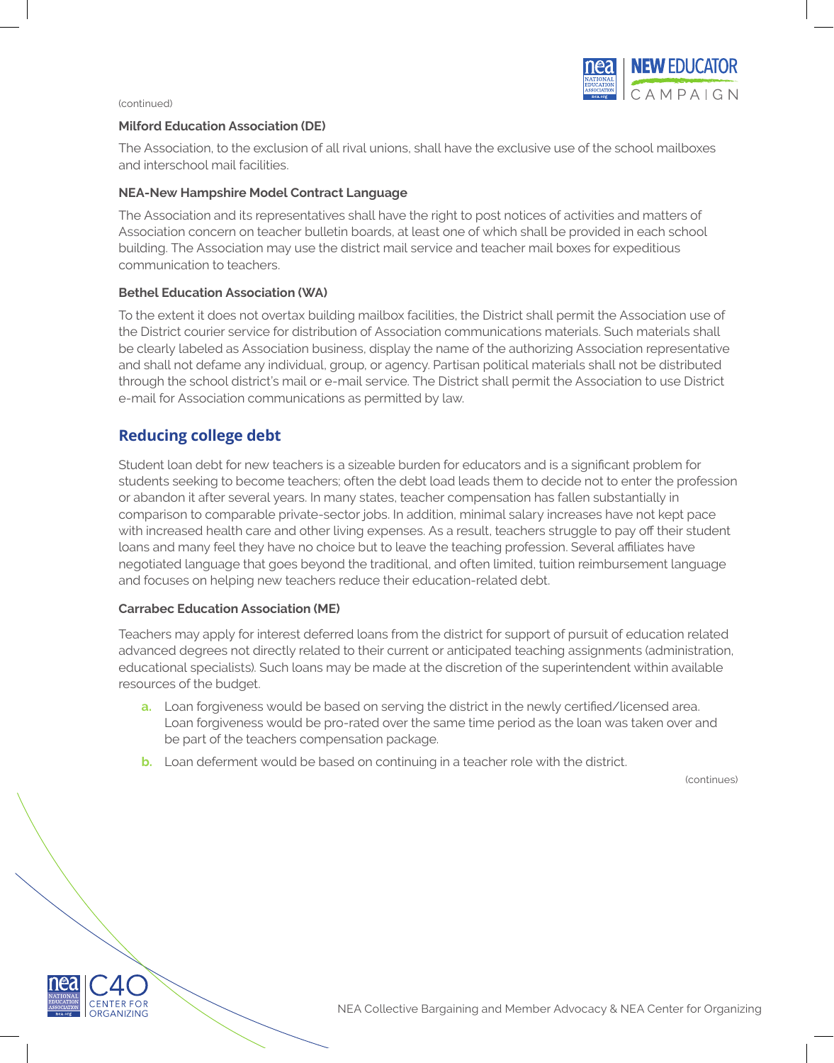(continued)

**Milford Education Association (DE)**

The Association, to the exclusion of all rival unions, shall have the exclusive use of the school mailboxes and interschool mail facilities.

**NEA-New Hampshire Model Contract Language**

The Association and its representatives shall have the right to post notices of activities and matters of Association concern on teacher bulletin boards, at least one of which shall be provided in each school building. The Association may use the district mail service and teacher mail boxes for expeditious communication to teachers.

**Bethel Education Association (WA)**

To the extent it does not overtax building mailbox facilities, the District shall permit the Association use of the District courier service for distribution of Association communications materials. Such materials shall be clearly labeled as Association business, display the name of the authorizing Association representative and shall not defame any individual, group, or agency. Partisan political materials shall not be distributed through the school district's mail or e-mail service. The District shall permit the Association to use District e-mail for Association communications as permitted by law.

## Reducing college debt

Student loan debt for new teachers is a sizeable burden for educators and is a significant problem for students seeking to become teachers; often the debt load leads them to decide not to enter the profession or abandon it after several years. In many states, teacher compensation has fallen substantially in comparison to comparable private-sector jobs. In addition, minimal salary increases have not kept pace with increased health care and other living expenses. As a result, teachers struggle to pay off their student loans and many feel they have no choice but to leave the teaching profession. Several affiliates have negotiated language that goes beyond the traditional, and often limited, tuition reimbursement language and focuses on helping new teachers reduce their education-related debt.

**Carrabec Education Association (ME)**

Teachers may apply for interest deferred loans from the district for support of pursuit of education related advanced degrees not directly related to their current or anticipated teaching assignments (administration, educational specialists). Such loans may be made at the discretion of the superintendent within available resources of the budget.

a. Loan forgiveness would be based on serving the district in the newly certified/licensed area. Loan forgiveness would be pro-rated over the same time period as the loan was taken over and be part of the teachers compensation package.

b. Loan deferment would be based on continuing in a teacher role with the district.

(continues)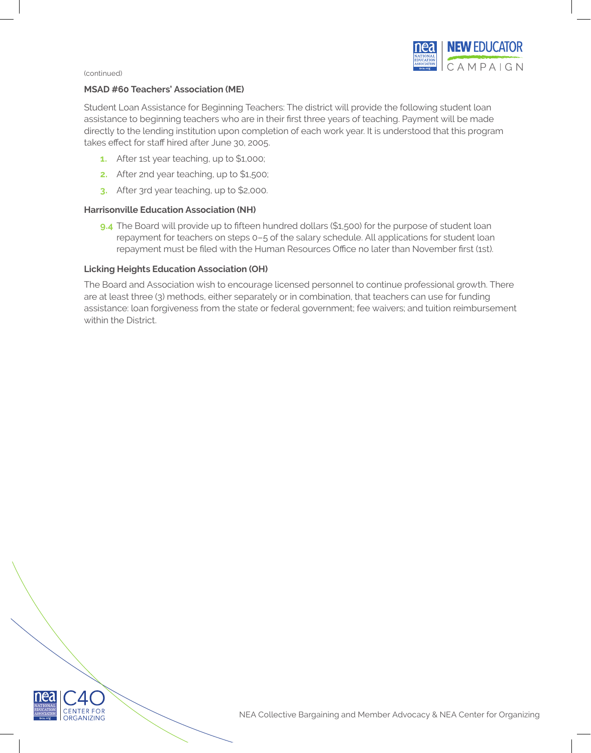(continued)

**MSAD #60 Teachers' Association (ME)**

Student Loan Assistance for Beginning Teachers: The district will provide the following student loan assistance to beginning teachers who are in their first three years of teaching. Payment will be made directly to the lending institution upon completion of each work year. It is understood that this program takes effect for staff hired after June 30, 2005.

1. After 1st year teaching, up to $1,000;
2. After 2nd year teaching, up to $1,500;
3. After 3rd year teaching, up to $2,000.

**Harrisonville Education Association (NH)**

**9.4** The Board will provide up to fifteen hundred dollars ($1,500) for the purpose of student loan repayment for teachers on steps 0–5 of the salary schedule. All applications for student loan repayment must be filed with the Human Resources Office no later than November first (1st).

**Licking Heights Education Association (OH)**

The Board and Association wish to encourage licensed personnel to continue professional growth. There are at least three (3) methods, either separately or in combination, that teachers can use for funding assistance: loan forgiveness from the state or federal government; fee waivers; and tuition reimbursement within the District.